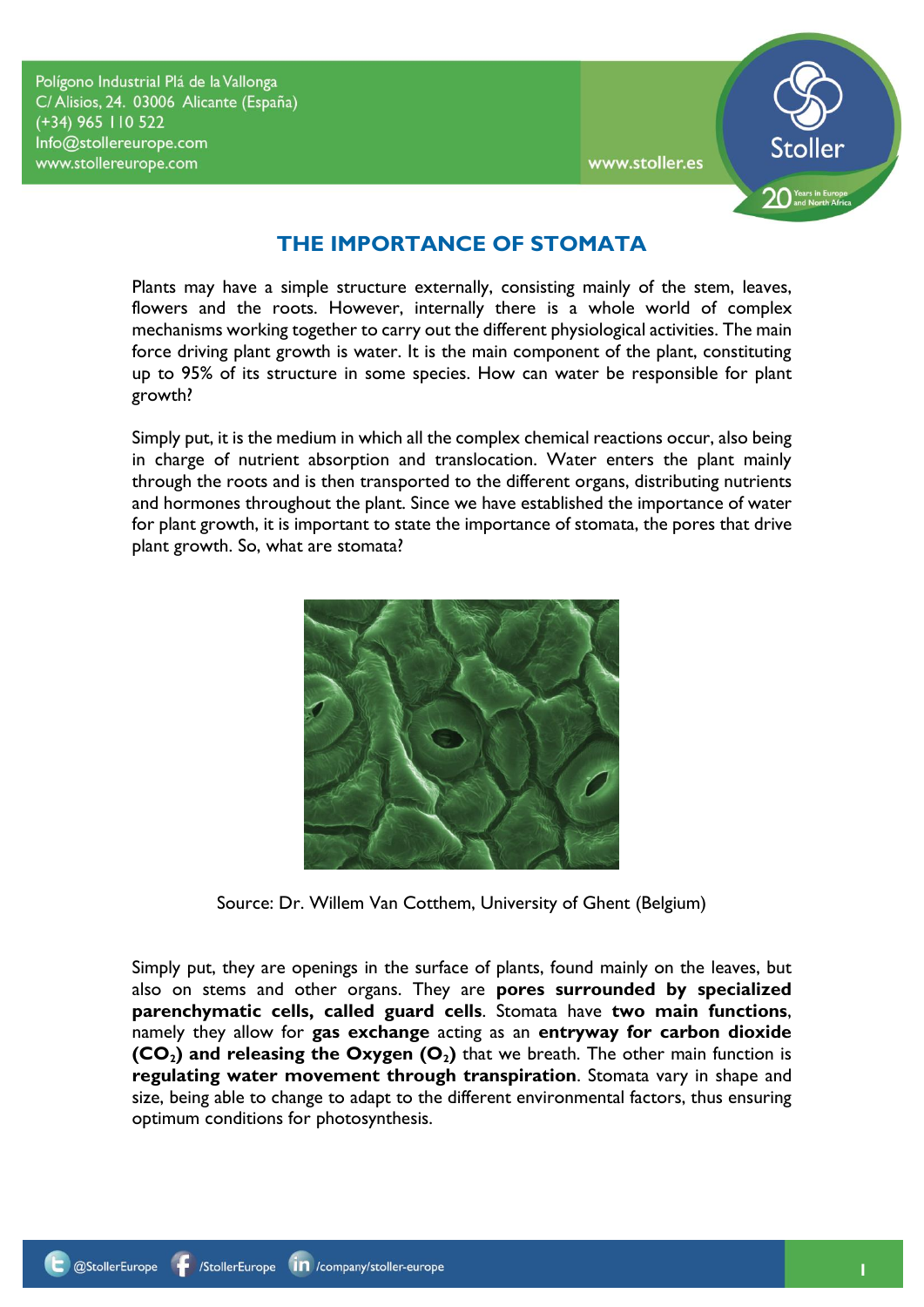# THE IMPORTANCE OF STOMATA

Plants may have a simple structure externally, consisting mainly of the stem, leaves, flowers and the roots. However, internally there is a whole world of complex mechanisms working together to carry out the different physiological activities. The main force driving plant growth is water. It is the main component of the plant, constituting up to 95% of its structure in some species. How can water be responsible for plant growth?

Simply put, it is the medium in which all the complex chemical reactions occur, also being in charge of nutrient absorption and translocation. Water enters the plant mainly through the roots and is then transported to the different organs, distributing nutrients and hormones throughout the plant. Since we have established the importance of water for plant growth, it is important to state the importance of stomata, the pores that drive plant growth. So, what are stomata?

Source: Dr. Willem Van Cotthem, University of Ghent (Belgium)

Simply put, they are openings in the surface of plants, found mainly on the leaves, but also on stems and other organs. They are **pores surrounded by specialized parenchymatic cells, called guard cells**. Stomata have **two main functions**, namely they allow for **gas exchange** acting as an **entryway for carbon dioxide ($CO_2$) and releasing the Oxygen ($O_2$)** that we breath. The other main function is **regulating water movement through transpiration**. Stomata vary in shape and size, being able to change to adapt to the different environmental factors, thus ensuring optimum conditions for photosynthesis.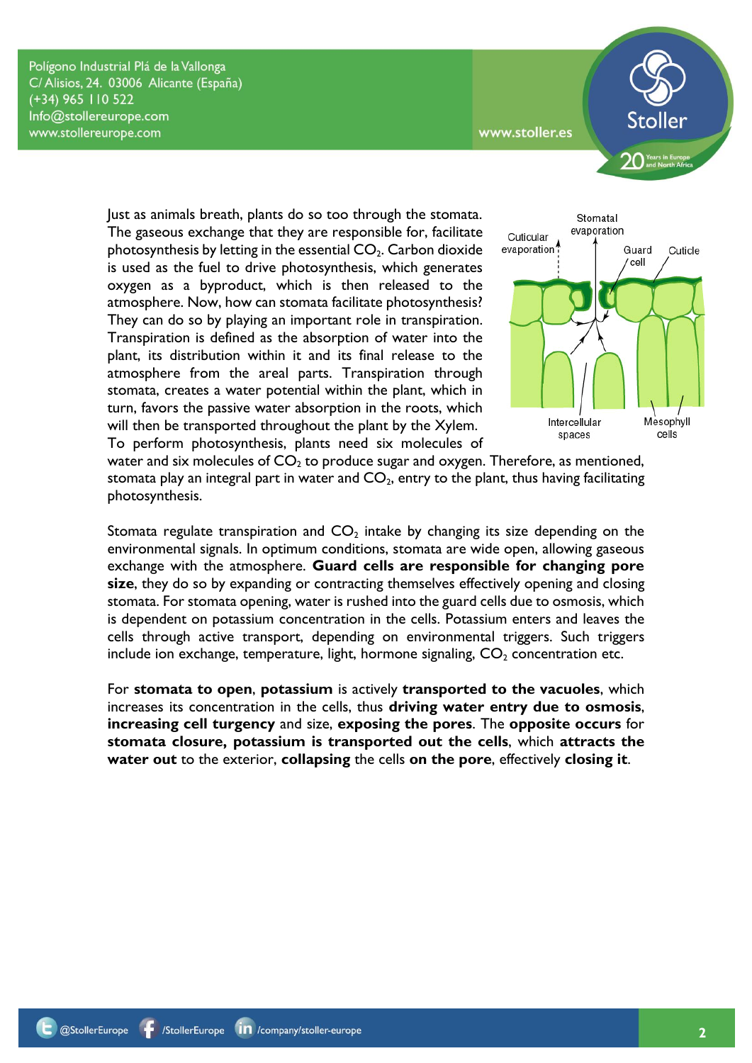Just as animals breath, plants do so too through the stomata. The gaseous exchange that they are responsible for, facilitate photosynthesis by letting in the essential $CO_2$. Carbon dioxide is used as the fuel to drive photosynthesis, which generates oxygen as a byproduct, which is then released to the atmosphere. Now, how can stomata facilitate photosynthesis? They can do so by playing an important role in transpiration. Transpiration is defined as the absorption of water into the plant, its distribution within it and its final release to the atmosphere from the areal parts. Transpiration through stomata, creates a water potential within the plant, which in turn, favors the passive water absorption in the roots, which will then be transported throughout the plant by the Xylem. To perform photosynthesis, plants need six molecules of water and six molecules of $CO_2$ to produce sugar and oxygen. Therefore, as mentioned, stomata play an integral part in water and $CO_2$, entry to the plant, thus having facilitating photosynthesis.

Stomata regulate transpiration and $CO_2$ intake by changing its size depending on the environmental signals. In optimum conditions, stomata are wide open, allowing gaseous exchange with the atmosphere. **Guard cells are responsible for changing pore size**, they do so by expanding or contracting themselves effectively opening and closing stomata. For stomata opening, water is rushed into the guard cells due to osmosis, which is dependent on potassium concentration in the cells. Potassium enters and leaves the cells through active transport, depending on environmental triggers. Such triggers include ion exchange, temperature, light, hormone signaling, $CO_2$ concentration etc.

For **stomata to open**, **potassium** is actively **transported to the vacuoles**, which increases its concentration in the cells, thus **driving water entry due to osmosis**, **increasing cell turgency** and size, **exposing the pores**. The **opposite occurs** for **stomata closure, potassium is transported out the cells**, which **attracts the water out** to the exterior, **collapsing** the cells **on the pore**, effectively **closing it**.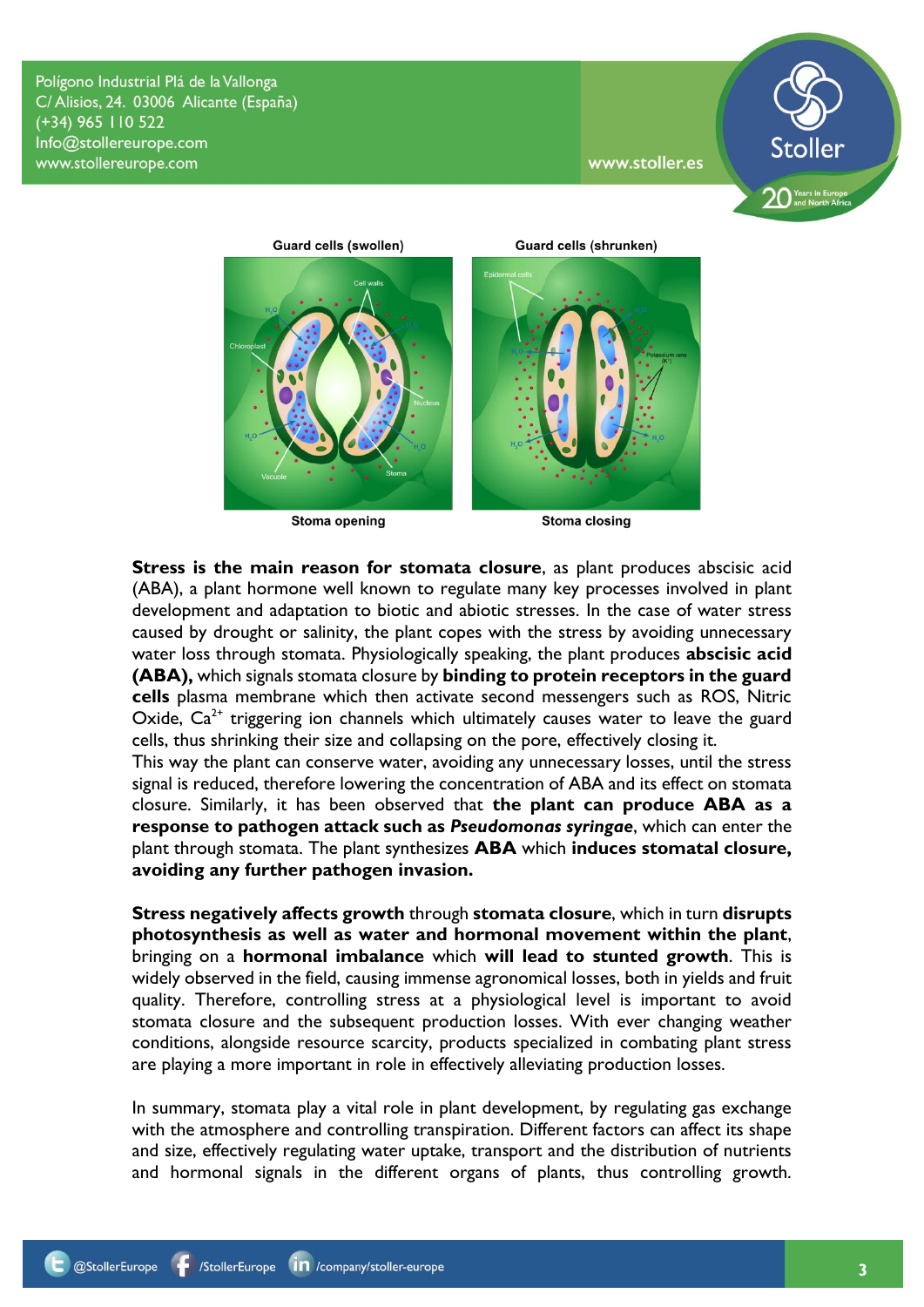Guard cells (swollen) | Guard cells (shrunken)

Stoma opening | Stoma closing

**Stress is the main reason for stomata closure**, as plant produces abscisic acid (ABA), a plant hormone well known to regulate many key processes involved in plant development and adaptation to biotic and abiotic stresses. In the case of water stress caused by drought or salinity, the plant copes with the stress by avoiding unnecessary water loss through stomata. Physiologically speaking, the plant produces **abscisic acid (ABA),** which signals stomata closure by **binding to protein receptors in the guard cells** plasma membrane which then activate second messengers such as ROS, Nitric Oxide, $Ca^{2+}$ triggering ion channels which ultimately causes water to leave the guard cells, thus shrinking their size and collapsing on the pore, effectively closing it.
This way the plant can conserve water, avoiding any unnecessary losses, until the stress signal is reduced, therefore lowering the concentration of ABA and its effect on stomata closure. Similarly, it has been observed that **the plant can produce ABA as a response to pathogen attack such as *Pseudomonas syringae***, which can enter the plant through stomata. The plant synthesizes **ABA** which **induces stomatal closure, avoiding any further pathogen invasion.**

**Stress negatively affects growth** through **stomata closure**, which in turn **disrupts photosynthesis as well as water and hormonal movement within the plant**, bringing on a **hormonal imbalance** which **will lead to stunted growth**. This is widely observed in the field, causing immense agronomical losses, both in yields and fruit quality. Therefore, controlling stress at a physiological level is important to avoid stomata closure and the subsequent production losses. With ever changing weather conditions, alongside resource scarcity, products specialized in combating plant stress are playing a more important in role in effectively alleviating production losses.

In summary, stomata play a vital role in plant development, by regulating gas exchange with the atmosphere and controlling transpiration. Different factors can affect its shape and size, effectively regulating water uptake, transport and the distribution of nutrients and hormonal signals in the different organs of plants, thus controlling growth.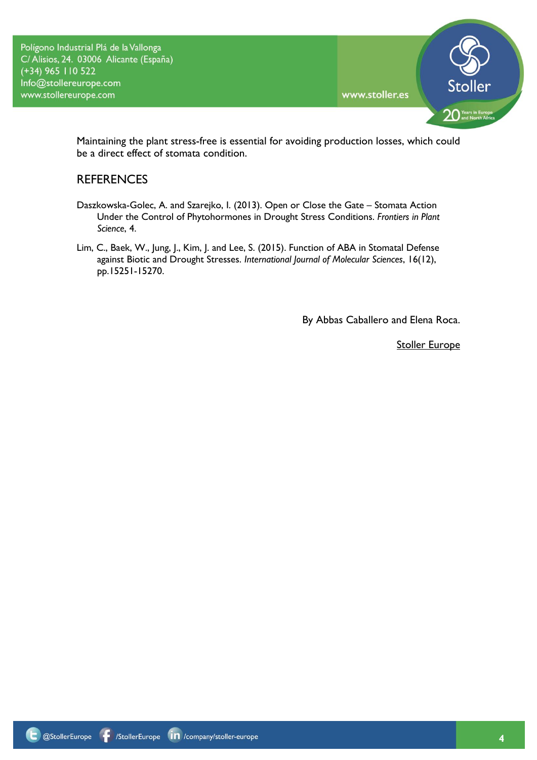Maintaining the plant stress-free is essential for avoiding production losses, which could be a direct effect of stomata condition.

## REFERENCES

Daszkowska-Golec, A. and Szarejko, I. (2013). Open or Close the Gate – Stomata Action Under the Control of Phytohormones in Drought Stress Conditions. *Frontiers in Plant Science*, 4.

Lim, C., Baek, W., Jung, J., Kim, J. and Lee, S. (2015). Function of ABA in Stomatal Defense against Biotic and Drought Stresses. *International Journal of Molecular Sciences*, 16(12), pp.15251-15270.

By Abbas Caballero and Elena Roca.

Stoller Europe